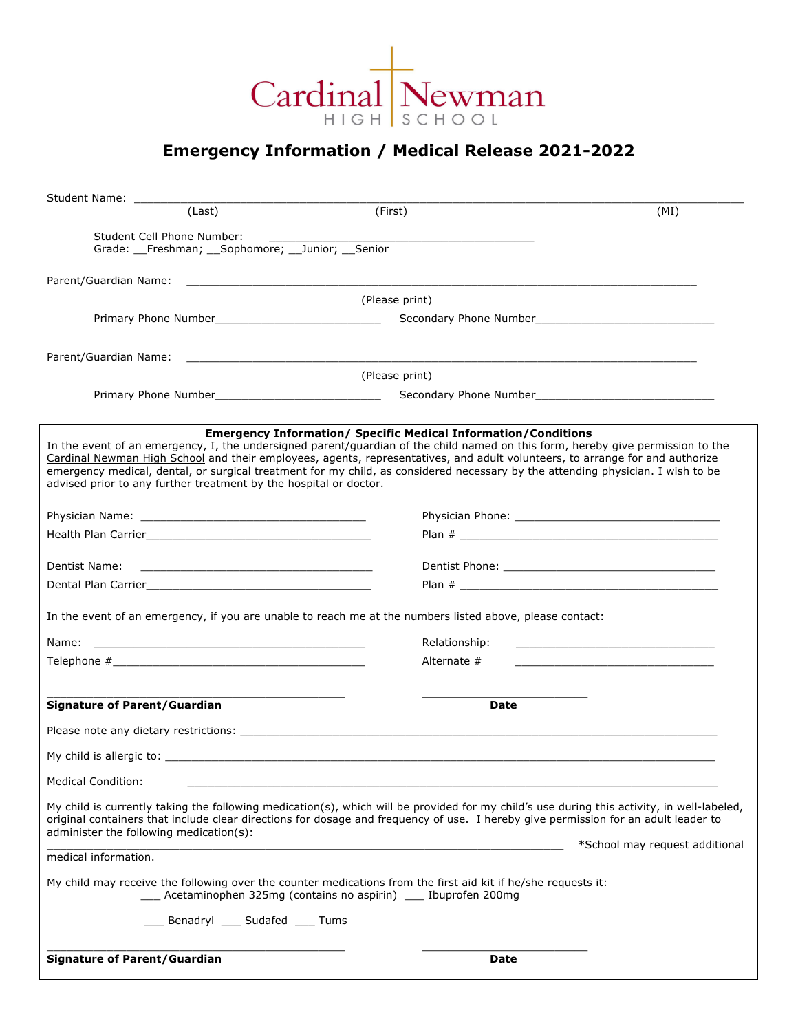Cardinal Newman

HIGH SCHOOL

# Emergency Information / Medical Release 2021-2022

Student Name: ______________________________________________________________
(Last) (First) (MI)

Student Cell Phone Number: ______________________________
Grade: __Freshman; __Sophomore; __Junior; __Senior

Parent/Guardian Name: ______________________________________________________________
(Please print)

Primary Phone Number__________________________ Secondary Phone Number____________________________

Parent/Guardian Name: ______________________________________________________________
(Please print)

Primary Phone Number__________________________ Secondary Phone Number____________________________

**Emergency Information/ Specific Medical Information/Conditions**

In the event of an emergency, I, the undersigned parent/guardian of the child named on this form, hereby give permission to the Cardinal Newman High School and their employees, agents, representatives, and adult volunteers, to arrange for and authorize emergency medical, dental, or surgical treatment for my child, as considered necessary by the attending physician. I wish to be advised prior to any further treatment by the hospital or doctor.

Physician Name: ______________________________ Physician Phone: ______________________________

Health Plan Carrier______________________________ Plan # ______________________________

Dentist Name: ______________________________ Dentist Phone: ______________________________

Dental Plan Carrier______________________________ Plan # ______________________________

In the event of an emergency, if you are unable to reach me at the numbers listed above, please contact:

Name: ______________________________ Relationship: ______________________________

Telephone #______________________________ Alternate # ______________________________

______________________________ ______________________________
**Signature of Parent/Guardian** **Date**

Please note any dietary restrictions: ______________________________________________________________

My child is allergic to: ______________________________________________________________

Medical Condition: ______________________________________________________________

My child is currently taking the following medication(s), which will be provided for my child's use during this activity, in well-labeled, original containers that include clear directions for dosage and frequency of use. I hereby give permission for an adult leader to administer the following medication(s):

______________________________________________________________ *School may request additional medical information.

My child may receive the following over the counter medications from the first aid kit if he/she requests it:

___ Acetaminophen 325mg (contains no aspirin) ___ Ibuprofen 200mg

___ Benadryl ___ Sudafed ___ Tums

______________________________ ______________________________
**Signature of Parent/Guardian** **Date**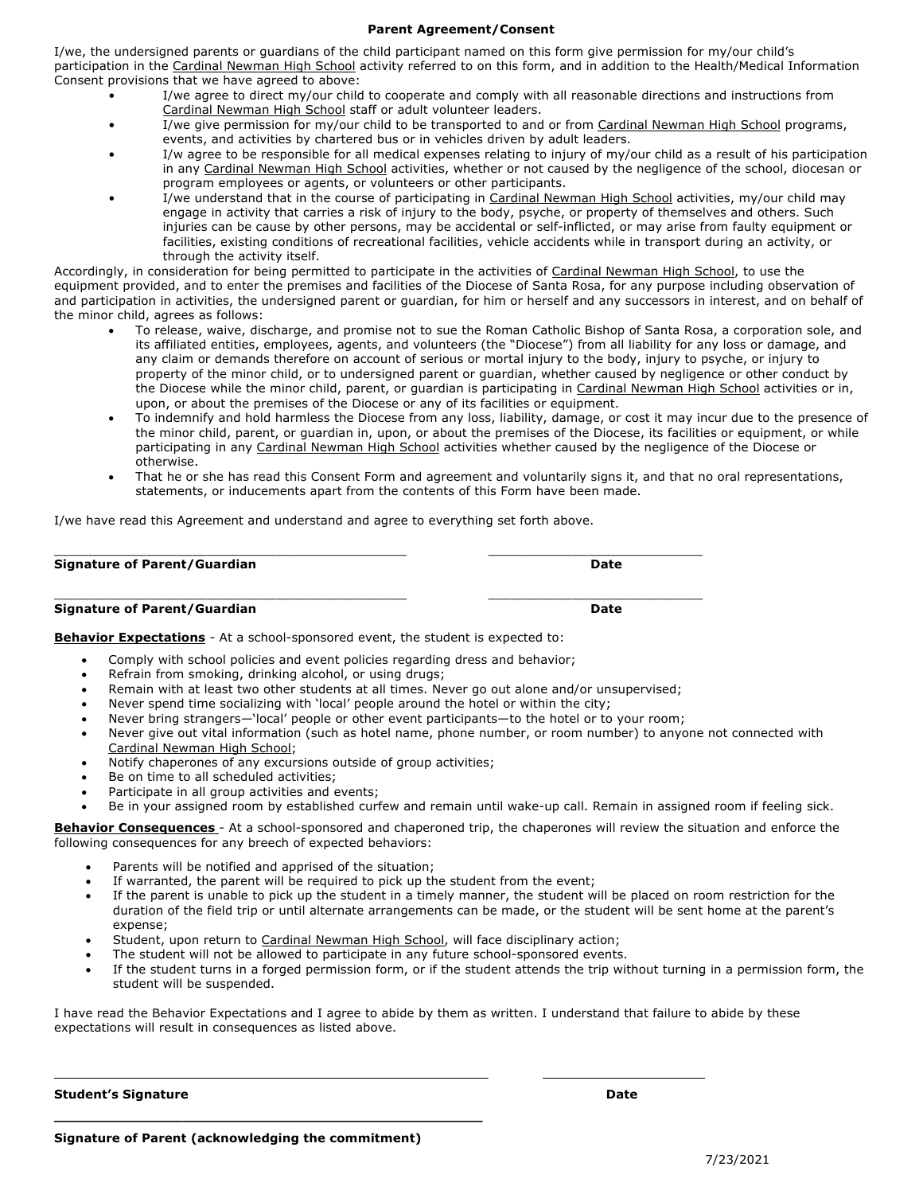## Parent Agreement/Consent

I/we, the undersigned parents or guardians of the child participant named on this form give permission for my/our child's participation in the Cardinal Newman High School activity referred to on this form, and in addition to the Health/Medical Information Consent provisions that we have agreed to above:

- I/we agree to direct my/our child to cooperate and comply with all reasonable directions and instructions from Cardinal Newman High School staff or adult volunteer leaders.
- I/we give permission for my/our child to be transported to and or from Cardinal Newman High School programs, events, and activities by chartered bus or in vehicles driven by adult leaders.
- I/w agree to be responsible for all medical expenses relating to injury of my/our child as a result of his participation in any Cardinal Newman High School activities, whether or not caused by the negligence of the school, diocesan or program employees or agents, or volunteers or other participants.
- I/we understand that in the course of participating in Cardinal Newman High School activities, my/our child may engage in activity that carries a risk of injury to the body, psyche, or property of themselves and others. Such injuries can be cause by other persons, may be accidental or self-inflicted, or may arise from faulty equipment or facilities, existing conditions of recreational facilities, vehicle accidents while in transport during an activity, or through the activity itself.

Accordingly, in consideration for being permitted to participate in the activities of Cardinal Newman High School, to use the equipment provided, and to enter the premises and facilities of the Diocese of Santa Rosa, for any purpose including observation of and participation in activities, the undersigned parent or guardian, for him or herself and any successors in interest, and on behalf of the minor child, agrees as follows:

- To release, waive, discharge, and promise not to sue the Roman Catholic Bishop of Santa Rosa, a corporation sole, and its affiliated entities, employees, agents, and volunteers (the "Diocese") from all liability for any loss or damage, and any claim or demands therefore on account of serious or mortal injury to the body, injury to psyche, or injury to property of the minor child, or to undersigned parent or guardian, whether caused by negligence or other conduct by the Diocese while the minor child, parent, or guardian is participating in Cardinal Newman High School activities or in, upon, or about the premises of the Diocese or any of its facilities or equipment.
- To indemnify and hold harmless the Diocese from any loss, liability, damage, or cost it may incur due to the presence of the minor child, parent, or guardian in, upon, or about the premises of the Diocese, its facilities or equipment, or while participating in any Cardinal Newman High School activities whether caused by the negligence of the Diocese or otherwise.
- That he or she has read this Consent Form and agreement and voluntarily signs it, and that no oral representations, statements, or inducements apart from the contents of this Form have been made.

I/we have read this Agreement and understand and agree to everything set forth above.

\_\_\_\_\_\_\_\_\_\_\_\_\_\_\_\_\_\_\_\_\_\_\_\_\_\_\_\_\_\_\_\_\_\_\_\_\_\_\_\_\_\_\_\_ \_\_\_\_\_\_\_\_\_\_\_\_\_\_\_\_\_\_\_\_\_\_\_\_\_\_\_
**Signature of Parent/Guardian** **Date**

\_\_\_\_\_\_\_\_\_\_\_\_\_\_\_\_\_\_\_\_\_\_\_\_\_\_\_\_\_\_\_\_\_\_\_\_\_\_\_\_\_\_\_\_ \_\_\_\_\_\_\_\_\_\_\_\_\_\_\_\_\_\_\_\_\_\_\_\_\_\_\_
**Signature of Parent/Guardian** **Date**

**Behavior Expectations** - At a school-sponsored event, the student is expected to:

- Comply with school policies and event policies regarding dress and behavior;
- Refrain from smoking, drinking alcohol, or using drugs;
- Remain with at least two other students at all times. Never go out alone and/or unsupervised;
- Never spend time socializing with 'local' people around the hotel or within the city;
- Never bring strangers—'local' people or other event participants—to the hotel or to your room;
- Never give out vital information (such as hotel name, phone number, or room number) to anyone not connected with Cardinal Newman High School;
- Notify chaperones of any excursions outside of group activities;
- Be on time to all scheduled activities;
- Participate in all group activities and events;
- Be in your assigned room by established curfew and remain until wake-up call. Remain in assigned room if feeling sick.

**Behavior Consequences** - At a school-sponsored and chaperoned trip, the chaperones will review the situation and enforce the following consequences for any breech of expected behaviors:

- Parents will be notified and apprised of the situation;
- If warranted, the parent will be required to pick up the student from the event;
- If the parent is unable to pick up the student in a timely manner, the student will be placed on room restriction for the duration of the field trip or until alternate arrangements can be made, or the student will be sent home at the parent's expense;
- Student, upon return to Cardinal Newman High School, will face disciplinary action;
- The student will not be allowed to participate in any future school-sponsored events.
- If the student turns in a forged permission form, or if the student attends the trip without turning in a permission form, the student will be suspended.

I have read the Behavior Expectations and I agree to abide by them as written. I understand that failure to abide by these expectations will result in consequences as listed above.

\_\_\_\_\_\_\_\_\_\_\_\_\_\_\_\_\_\_\_\_\_\_\_\_\_\_\_\_\_\_\_\_\_\_\_\_\_\_\_\_\_\_\_\_\_\_\_\_\_\_\_\_ \_\_\_\_\_\_\_\_\_\_\_\_\_\_\_\_\_\_\_\_
**Student's Signature** **Date**

\_\_\_\_\_\_\_\_\_\_\_\_\_\_\_\_\_\_\_\_\_\_\_\_\_\_\_\_\_\_\_\_\_\_\_\_\_\_\_\_\_\_\_\_\_\_\_\_\_\_\_\_
**Signature of Parent (acknowledging the commitment)**

7/23/2021